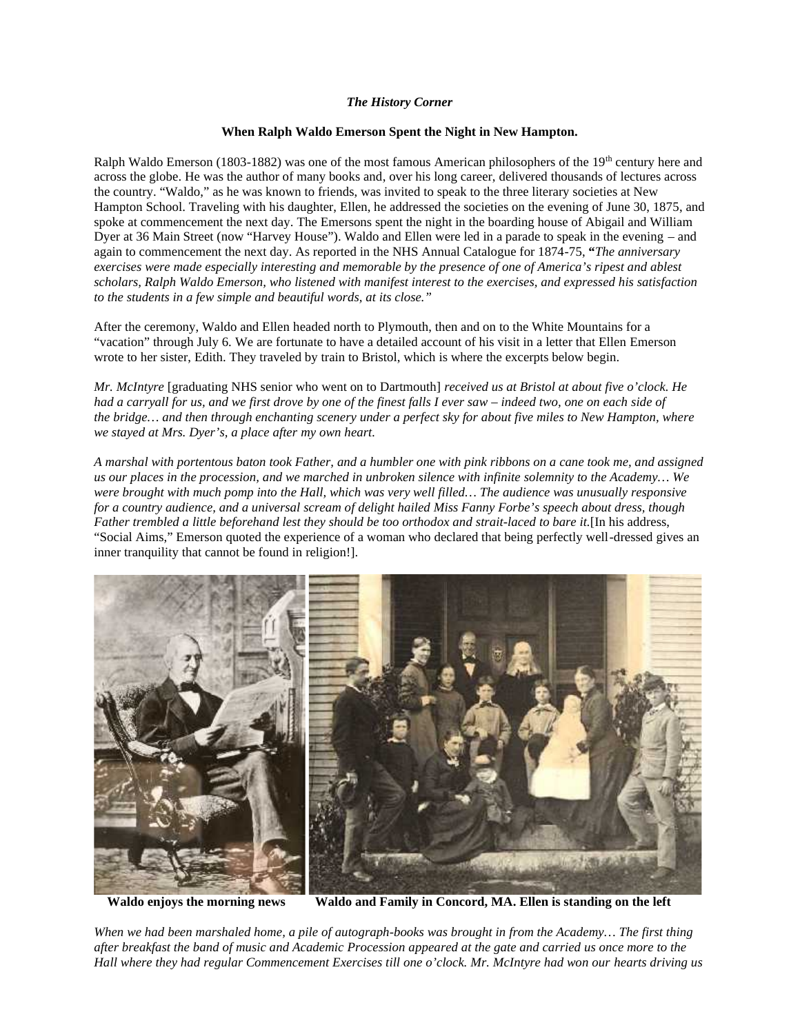*The History Corner*

**When Ralph Waldo Emerson Spent the Night in New Hampton.**

Ralph Waldo Emerson (1803-1882) was one of the most famous American philosophers of the 19th century here and across the globe. He was the author of many books and, over his long career, delivered thousands of lectures across the country. "Waldo," as he was known to friends, was invited to speak to the three literary societies at New Hampton School. Traveling with his daughter, Ellen, he addressed the societies on the evening of June 30, 1875, and spoke at commencement the next day. The Emersons spent the night in the boarding house of Abigail and William Dyer at 36 Main Street (now "Harvey House"). Waldo and Ellen were led in a parade to speak in the evening – and again to commencement the next day. As reported in the NHS Annual Catalogue for 1874-75, **"***The anniversary exercises were made especially interesting and memorable by the presence of one of America's ripest and ablest scholars, Ralph Waldo Emerson, who listened with manifest interest to the exercises, and expressed his satisfaction to the students in a few simple and beautiful words, at its close."*

After the ceremony, Waldo and Ellen headed north to Plymouth, then and on to the White Mountains for a "vacation" through July 6. We are fortunate to have a detailed account of his visit in a letter that Ellen Emerson wrote to her sister, Edith. They traveled by train to Bristol, which is where the excerpts below begin.

*Mr. McIntyre* [graduating NHS senior who went on to Dartmouth] *received us at Bristol at about five o'clock. He had a carryall for us, and we first drove by one of the finest falls I ever saw – indeed two, one on each side of the bridge… and then through enchanting scenery under a perfect sky for about five miles to New Hampton, where we stayed at Mrs. Dyer's, a place after my own heart.*

*A marshal with portentous baton took Father, and a humbler one with pink ribbons on a cane took me, and assigned us our places in the procession, and we marched in unbroken silence with infinite solemnity to the Academy… We were brought with much pomp into the Hall, which was very well filled… The audience was unusually responsive for a country audience, and a universal scream of delight hailed Miss Fanny Forbe's speech about dress, though Father trembled a little beforehand lest they should be too orthodox and strait-laced to bare it.*[In his address, "Social Aims," Emerson quoted the experience of a woman who declared that being perfectly well-dressed gives an inner tranquility that cannot be found in religion!].

**Waldo enjoys the morning news** **Waldo and Family in Concord, MA. Ellen is standing on the left**

*When we had been marshaled home, a pile of autograph-books was brought in from the Academy… The first thing after breakfast the band of music and Academic Procession appeared at the gate and carried us once more to the Hall where they had regular Commencement Exercises till one o'clock. Mr. McIntyre had won our hearts driving us*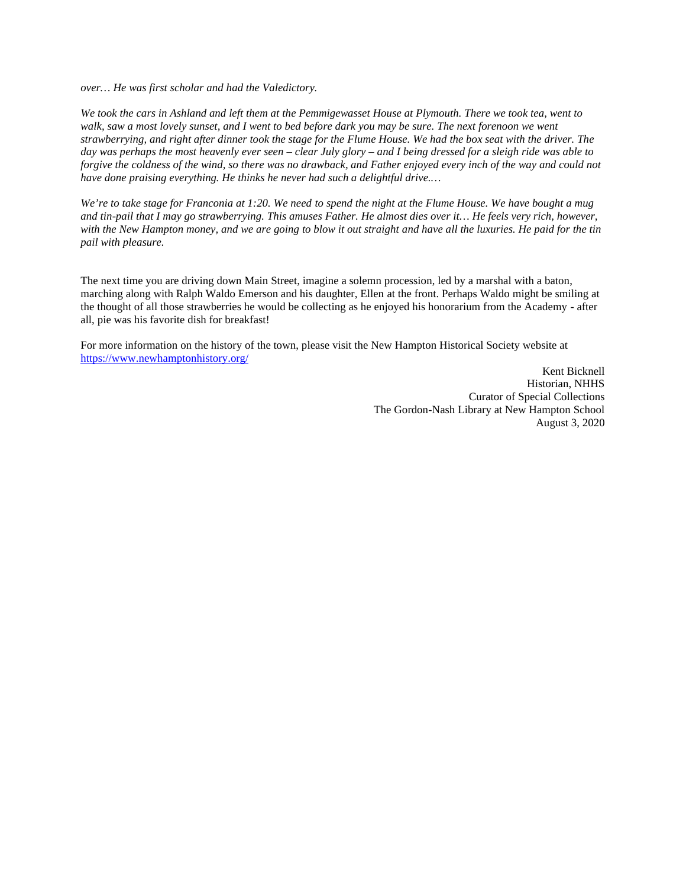*over… He was first scholar and had the Valedictory.*

*We took the cars in Ashland and left them at the Pemmigewasset House at Plymouth. There we took tea, went to walk, saw a most lovely sunset, and I went to bed before dark you may be sure. The next forenoon we went strawberrying, and right after dinner took the stage for the Flume House. We had the box seat with the driver. The day was perhaps the most heavenly ever seen – clear July glory – and I being dressed for a sleigh ride was able to forgive the coldness of the wind, so there was no drawback, and Father enjoyed every inch of the way and could not have done praising everything. He thinks he never had such a delightful drive.…*

*We're to take stage for Franconia at 1:20. We need to spend the night at the Flume House. We have bought a mug and tin-pail that I may go strawberrying. This amuses Father. He almost dies over it… He feels very rich, however, with the New Hampton money, and we are going to blow it out straight and have all the luxuries. He paid for the tin pail with pleasure.*

The next time you are driving down Main Street, imagine a solemn procession, led by a marshal with a baton, marching along with Ralph Waldo Emerson and his daughter, Ellen at the front. Perhaps Waldo might be smiling at the thought of all those strawberries he would be collecting as he enjoyed his honorarium from the Academy - after all, pie was his favorite dish for breakfast!

For more information on the history of the town, please visit the New Hampton Historical Society website at https://www.newhamptonhistory.org/

Kent Bicknell
Historian, NHHS
Curator of Special Collections
The Gordon-Nash Library at New Hampton School
August 3, 2020